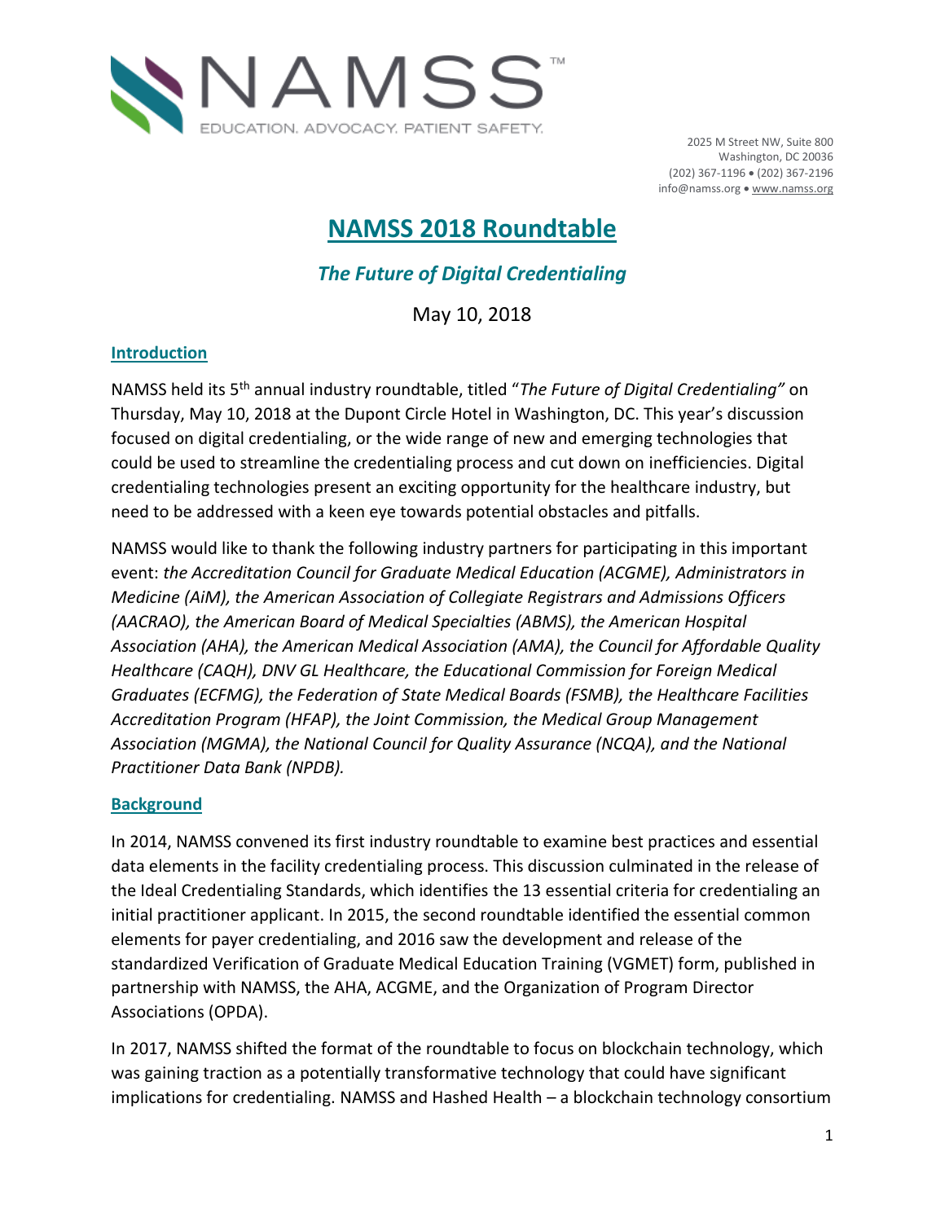NAMSS™

EDUCATION. ADVOCACY. PATIENT SAFETY.

2025 M Street NW, Suite 800
Washington, DC 20036
(202) 367-1196 • (202) 367-2196
info@namss.org • www.namss.org

# NAMSS 2018 Roundtable

## *The Future of Digital Credentialing*

May 10, 2018

### Introduction

NAMSS held its 5th annual industry roundtable, titled "*The Future of Digital Credentialing"* on Thursday, May 10, 2018 at the Dupont Circle Hotel in Washington, DC. This year's discussion focused on digital credentialing, or the wide range of new and emerging technologies that could be used to streamline the credentialing process and cut down on inefficiencies. Digital credentialing technologies present an exciting opportunity for the healthcare industry, but need to be addressed with a keen eye towards potential obstacles and pitfalls.

NAMSS would like to thank the following industry partners for participating in this important event: *the Accreditation Council for Graduate Medical Education (ACGME), Administrators in Medicine (AiM), the American Association of Collegiate Registrars and Admissions Officers (AACRAO), the American Board of Medical Specialties (ABMS), the American Hospital Association (AHA), the American Medical Association (AMA), the Council for Affordable Quality Healthcare (CAQH), DNV GL Healthcare, the Educational Commission for Foreign Medical Graduates (ECFMG), the Federation of State Medical Boards (FSMB), the Healthcare Facilities Accreditation Program (HFAP), the Joint Commission, the Medical Group Management Association (MGMA), the National Council for Quality Assurance (NCQA), and the National Practitioner Data Bank (NPDB).*

### Background

In 2014, NAMSS convened its first industry roundtable to examine best practices and essential data elements in the facility credentialing process. This discussion culminated in the release of the Ideal Credentialing Standards, which identifies the 13 essential criteria for credentialing an initial practitioner applicant. In 2015, the second roundtable identified the essential common elements for payer credentialing, and 2016 saw the development and release of the standardized Verification of Graduate Medical Education Training (VGMET) form, published in partnership with NAMSS, the AHA, ACGME, and the Organization of Program Director Associations (OPDA).

In 2017, NAMSS shifted the format of the roundtable to focus on blockchain technology, which was gaining traction as a potentially transformative technology that could have significant implications for credentialing. NAMSS and Hashed Health – a blockchain technology consortium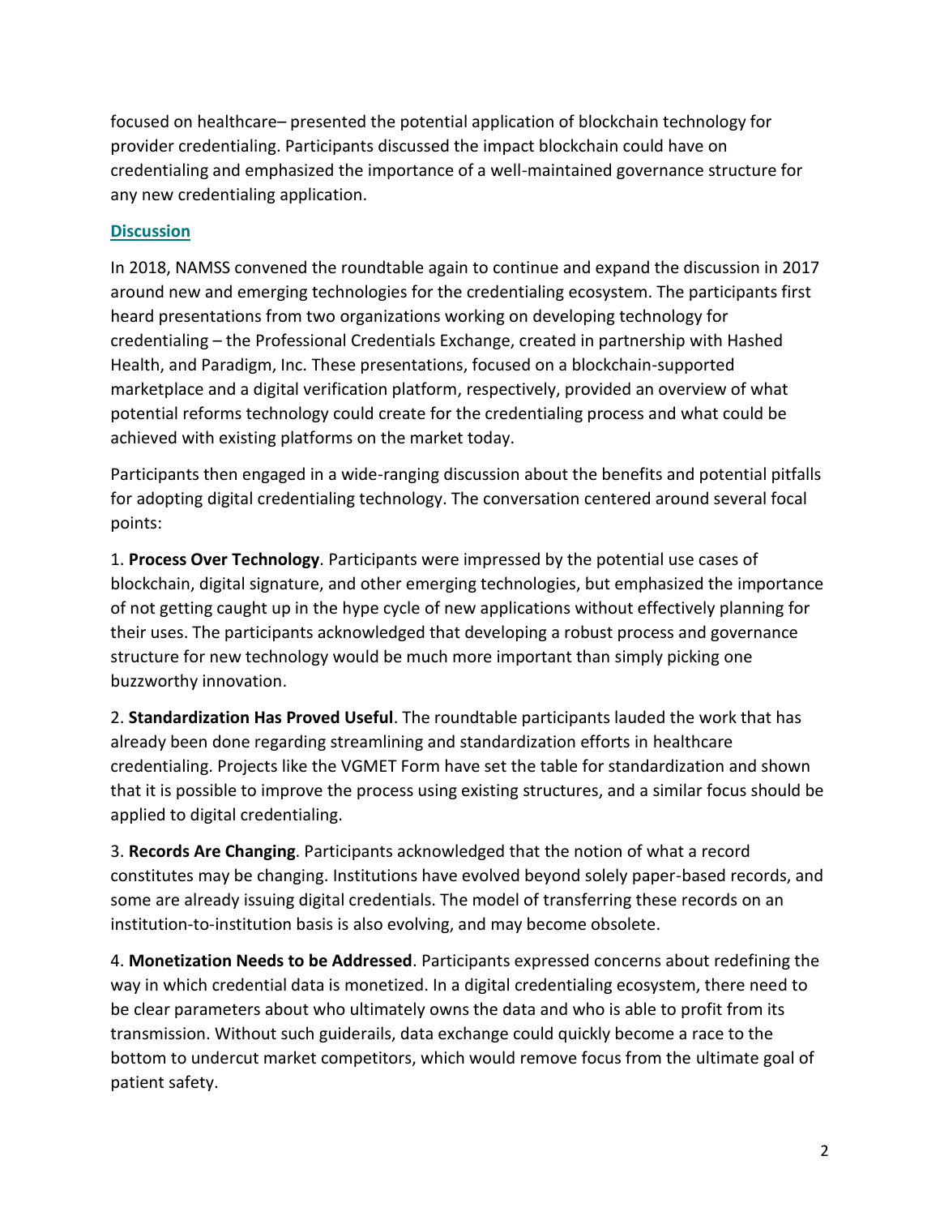focused on healthcare– presented the potential application of blockchain technology for provider credentialing. Participants discussed the impact blockchain could have on credentialing and emphasized the importance of a well-maintained governance structure for any new credentialing application.

## Discussion

In 2018, NAMSS convened the roundtable again to continue and expand the discussion in 2017 around new and emerging technologies for the credentialing ecosystem. The participants first heard presentations from two organizations working on developing technology for credentialing – the Professional Credentials Exchange, created in partnership with Hashed Health, and Paradigm, Inc. These presentations, focused on a blockchain-supported marketplace and a digital verification platform, respectively, provided an overview of what potential reforms technology could create for the credentialing process and what could be achieved with existing platforms on the market today.

Participants then engaged in a wide-ranging discussion about the benefits and potential pitfalls for adopting digital credentialing technology. The conversation centered around several focal points:

1. **Process Over Technology**. Participants were impressed by the potential use cases of blockchain, digital signature, and other emerging technologies, but emphasized the importance of not getting caught up in the hype cycle of new applications without effectively planning for their uses. The participants acknowledged that developing a robust process and governance structure for new technology would be much more important than simply picking one buzzworthy innovation.

2. **Standardization Has Proved Useful**. The roundtable participants lauded the work that has already been done regarding streamlining and standardization efforts in healthcare credentialing. Projects like the VGMET Form have set the table for standardization and shown that it is possible to improve the process using existing structures, and a similar focus should be applied to digital credentialing.

3. **Records Are Changing**. Participants acknowledged that the notion of what a record constitutes may be changing. Institutions have evolved beyond solely paper-based records, and some are already issuing digital credentials. The model of transferring these records on an institution-to-institution basis is also evolving, and may become obsolete.

4. **Monetization Needs to be Addressed**. Participants expressed concerns about redefining the way in which credential data is monetized. In a digital credentialing ecosystem, there need to be clear parameters about who ultimately owns the data and who is able to profit from its transmission. Without such guiderails, data exchange could quickly become a race to the bottom to undercut market competitors, which would remove focus from the ultimate goal of patient safety.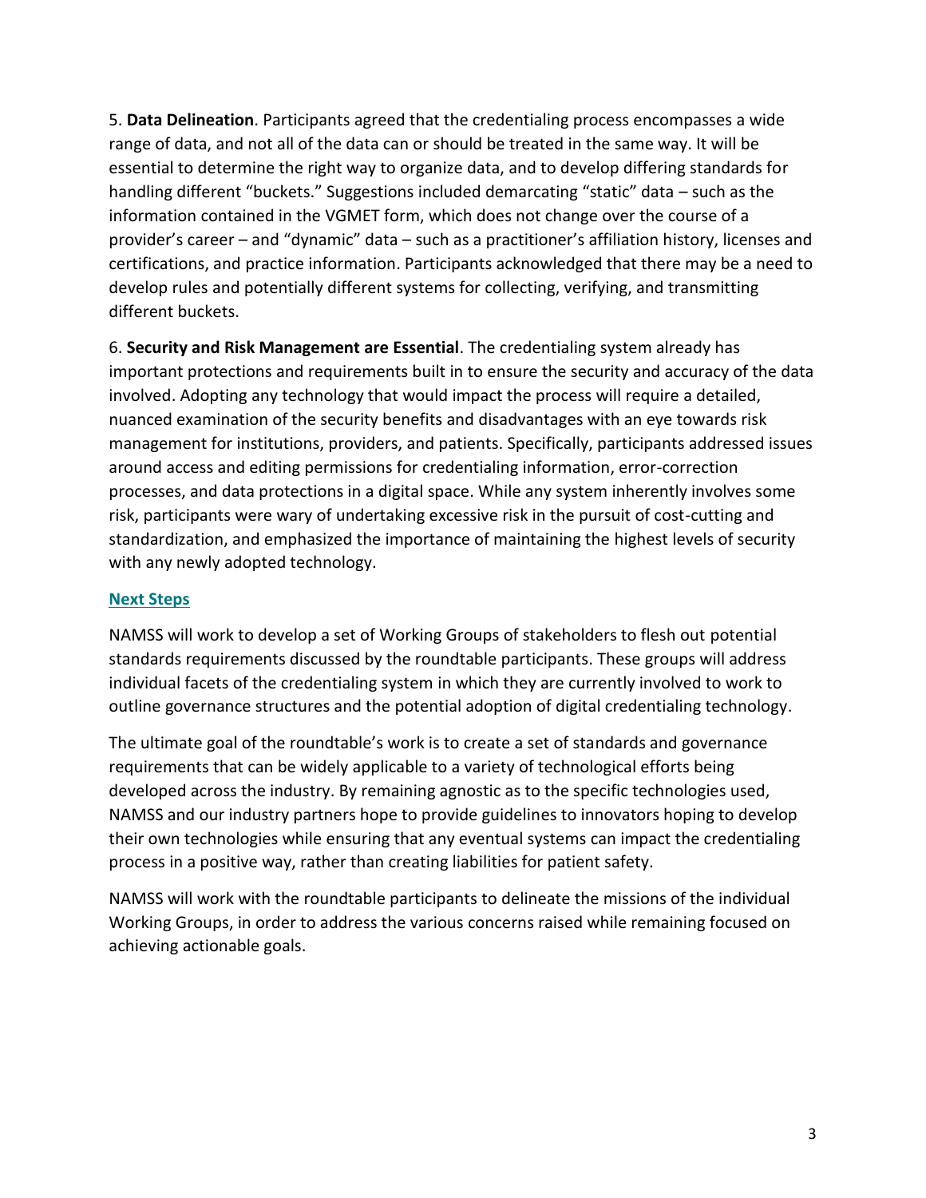5. **Data Delineation**. Participants agreed that the credentialing process encompasses a wide range of data, and not all of the data can or should be treated in the same way. It will be essential to determine the right way to organize data, and to develop differing standards for handling different "buckets." Suggestions included demarcating "static" data – such as the information contained in the VGMET form, which does not change over the course of a provider's career – and "dynamic" data – such as a practitioner's affiliation history, licenses and certifications, and practice information. Participants acknowledged that there may be a need to develop rules and potentially different systems for collecting, verifying, and transmitting different buckets.

6. **Security and Risk Management are Essential**. The credentialing system already has important protections and requirements built in to ensure the security and accuracy of the data involved. Adopting any technology that would impact the process will require a detailed, nuanced examination of the security benefits and disadvantages with an eye towards risk management for institutions, providers, and patients. Specifically, participants addressed issues around access and editing permissions for credentialing information, error-correction processes, and data protections in a digital space. While any system inherently involves some risk, participants were wary of undertaking excessive risk in the pursuit of cost-cutting and standardization, and emphasized the importance of maintaining the highest levels of security with any newly adopted technology.

## Next Steps

NAMSS will work to develop a set of Working Groups of stakeholders to flesh out potential standards requirements discussed by the roundtable participants. These groups will address individual facets of the credentialing system in which they are currently involved to work to outline governance structures and the potential adoption of digital credentialing technology.

The ultimate goal of the roundtable's work is to create a set of standards and governance requirements that can be widely applicable to a variety of technological efforts being developed across the industry. By remaining agnostic as to the specific technologies used, NAMSS and our industry partners hope to provide guidelines to innovators hoping to develop their own technologies while ensuring that any eventual systems can impact the credentialing process in a positive way, rather than creating liabilities for patient safety.

NAMSS will work with the roundtable participants to delineate the missions of the individual Working Groups, in order to address the various concerns raised while remaining focused on achieving actionable goals.